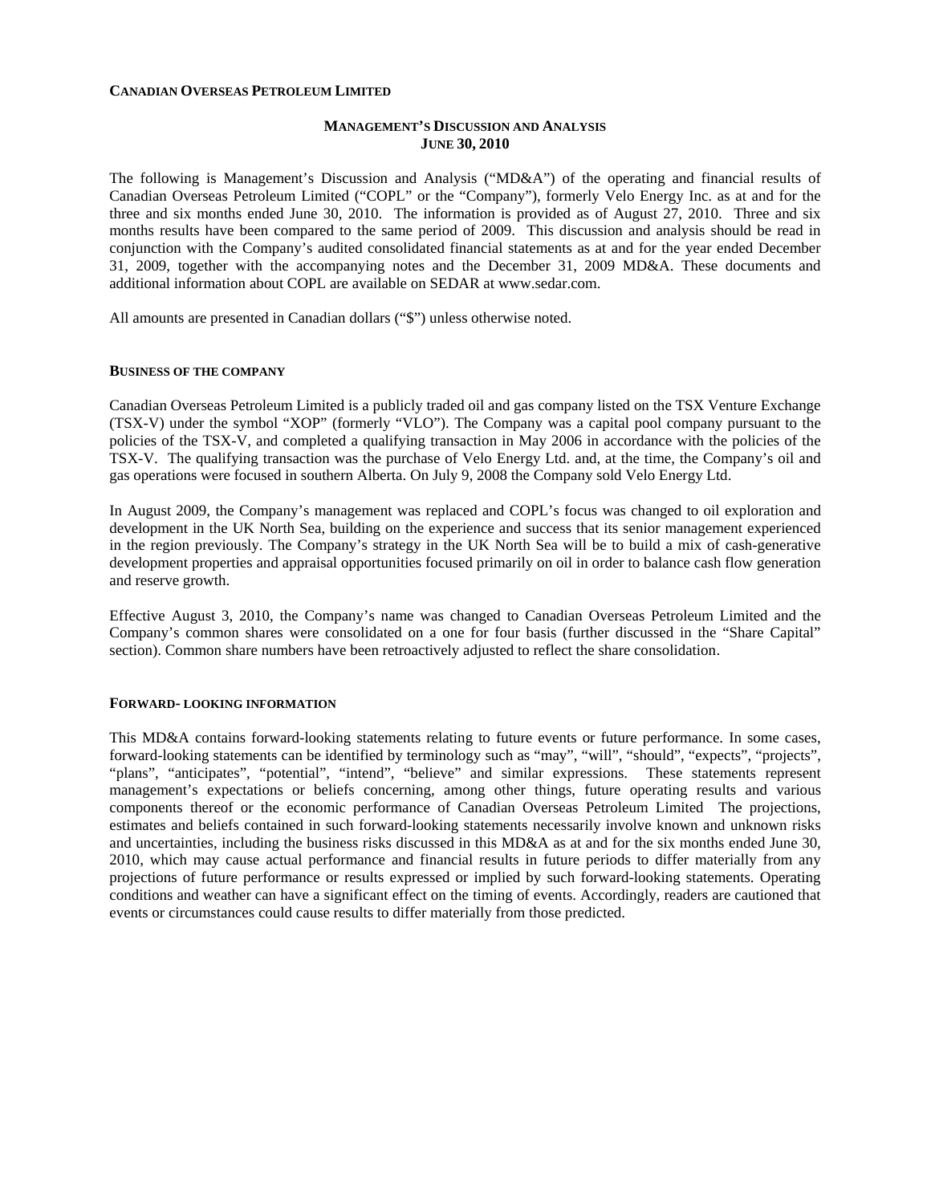**CANADIAN OVERSEAS PETROLEUM LIMITED**

# MANAGEMENT'S DISCUSSION AND ANALYSIS
## JUNE 30, 2010

The following is Management's Discussion and Analysis ("MD&A") of the operating and financial results of Canadian Overseas Petroleum Limited ("COPL" or the "Company"), formerly Velo Energy Inc. as at and for the three and six months ended June 30, 2010. The information is provided as of August 27, 2010. Three and six months results have been compared to the same period of 2009. This discussion and analysis should be read in conjunction with the Company's audited consolidated financial statements as at and for the year ended December 31, 2009, together with the accompanying notes and the December 31, 2009 MD&A. These documents and additional information about COPL are available on SEDAR at www.sedar.com.

All amounts are presented in Canadian dollars ("$") unless otherwise noted.

### BUSINESS OF THE COMPANY

Canadian Overseas Petroleum Limited is a publicly traded oil and gas company listed on the TSX Venture Exchange (TSX-V) under the symbol "XOP" (formerly "VLO"). The Company was a capital pool company pursuant to the policies of the TSX-V, and completed a qualifying transaction in May 2006 in accordance with the policies of the TSX-V. The qualifying transaction was the purchase of Velo Energy Ltd. and, at the time, the Company's oil and gas operations were focused in southern Alberta. On July 9, 2008 the Company sold Velo Energy Ltd.

In August 2009, the Company's management was replaced and COPL's focus was changed to oil exploration and development in the UK North Sea, building on the experience and success that its senior management experienced in the region previously. The Company's strategy in the UK North Sea will be to build a mix of cash-generative development properties and appraisal opportunities focused primarily on oil in order to balance cash flow generation and reserve growth.

Effective August 3, 2010, the Company's name was changed to Canadian Overseas Petroleum Limited and the Company's common shares were consolidated on a one for four basis (further discussed in the "Share Capital" section). Common share numbers have been retroactively adjusted to reflect the share consolidation.

### FORWARD- LOOKING INFORMATION

This MD&A contains forward-looking statements relating to future events or future performance. In some cases, forward-looking statements can be identified by terminology such as "may", "will", "should", "expects", "projects", "plans", "anticipates", "potential", "intend", "believe" and similar expressions. These statements represent management's expectations or beliefs concerning, among other things, future operating results and various components thereof or the economic performance of Canadian Overseas Petroleum Limited The projections, estimates and beliefs contained in such forward-looking statements necessarily involve known and unknown risks and uncertainties, including the business risks discussed in this MD&A as at and for the six months ended June 30, 2010, which may cause actual performance and financial results in future periods to differ materially from any projections of future performance or results expressed or implied by such forward-looking statements. Operating conditions and weather can have a significant effect on the timing of events. Accordingly, readers are cautioned that events or circumstances could cause results to differ materially from those predicted.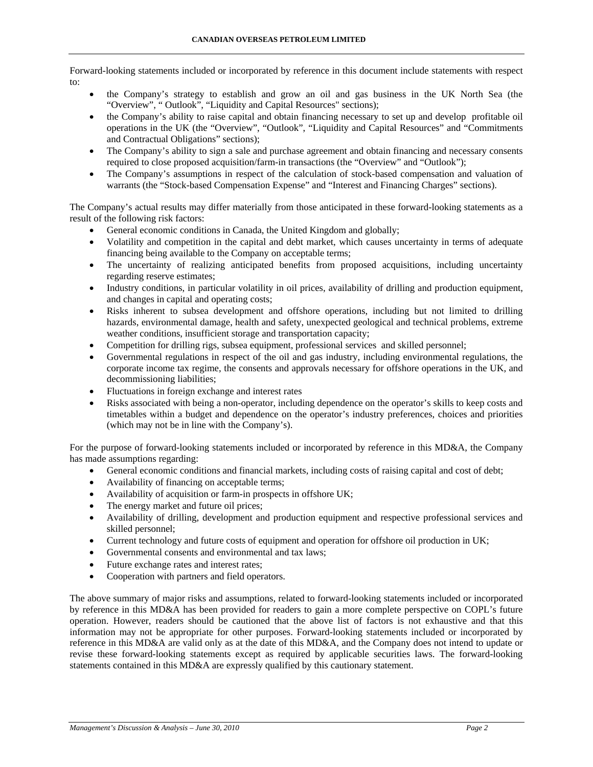Forward-looking statements included or incorporated by reference in this document include statements with respect to:

- the Company's strategy to establish and grow an oil and gas business in the UK North Sea (the "Overview", " Outlook", "Liquidity and Capital Resources" sections);
- the Company's ability to raise capital and obtain financing necessary to set up and develop profitable oil operations in the UK (the "Overview", "Outlook", "Liquidity and Capital Resources" and "Commitments and Contractual Obligations" sections);
- The Company's ability to sign a sale and purchase agreement and obtain financing and necessary consents required to close proposed acquisition/farm-in transactions (the "Overview" and "Outlook");
- The Company's assumptions in respect of the calculation of stock-based compensation and valuation of warrants (the "Stock-based Compensation Expense" and "Interest and Financing Charges" sections).

The Company's actual results may differ materially from those anticipated in these forward-looking statements as a result of the following risk factors:

- General economic conditions in Canada, the United Kingdom and globally;
- Volatility and competition in the capital and debt market, which causes uncertainty in terms of adequate financing being available to the Company on acceptable terms;
- The uncertainty of realizing anticipated benefits from proposed acquisitions, including uncertainty regarding reserve estimates;
- Industry conditions, in particular volatility in oil prices, availability of drilling and production equipment, and changes in capital and operating costs;
- Risks inherent to subsea development and offshore operations, including but not limited to drilling hazards, environmental damage, health and safety, unexpected geological and technical problems, extreme weather conditions, insufficient storage and transportation capacity;
- Competition for drilling rigs, subsea equipment, professional services and skilled personnel;
- Governmental regulations in respect of the oil and gas industry, including environmental regulations, the corporate income tax regime, the consents and approvals necessary for offshore operations in the UK, and decommissioning liabilities;
- Fluctuations in foreign exchange and interest rates
- Risks associated with being a non-operator, including dependence on the operator's skills to keep costs and timetables within a budget and dependence on the operator's industry preferences, choices and priorities (which may not be in line with the Company's).

For the purpose of forward-looking statements included or incorporated by reference in this MD&A, the Company has made assumptions regarding:

- General economic conditions and financial markets, including costs of raising capital and cost of debt;
- Availability of financing on acceptable terms;
- Availability of acquisition or farm-in prospects in offshore UK;
- The energy market and future oil prices;
- Availability of drilling, development and production equipment and respective professional services and skilled personnel;
- Current technology and future costs of equipment and operation for offshore oil production in UK;
- Governmental consents and environmental and tax laws;
- Future exchange rates and interest rates;
- Cooperation with partners and field operators.

The above summary of major risks and assumptions, related to forward-looking statements included or incorporated by reference in this MD&A has been provided for readers to gain a more complete perspective on COPL's future operation. However, readers should be cautioned that the above list of factors is not exhaustive and that this information may not be appropriate for other purposes. Forward-looking statements included or incorporated by reference in this MD&A are valid only as at the date of this MD&A, and the Company does not intend to update or revise these forward-looking statements except as required by applicable securities laws. The forward-looking statements contained in this MD&A are expressly qualified by this cautionary statement.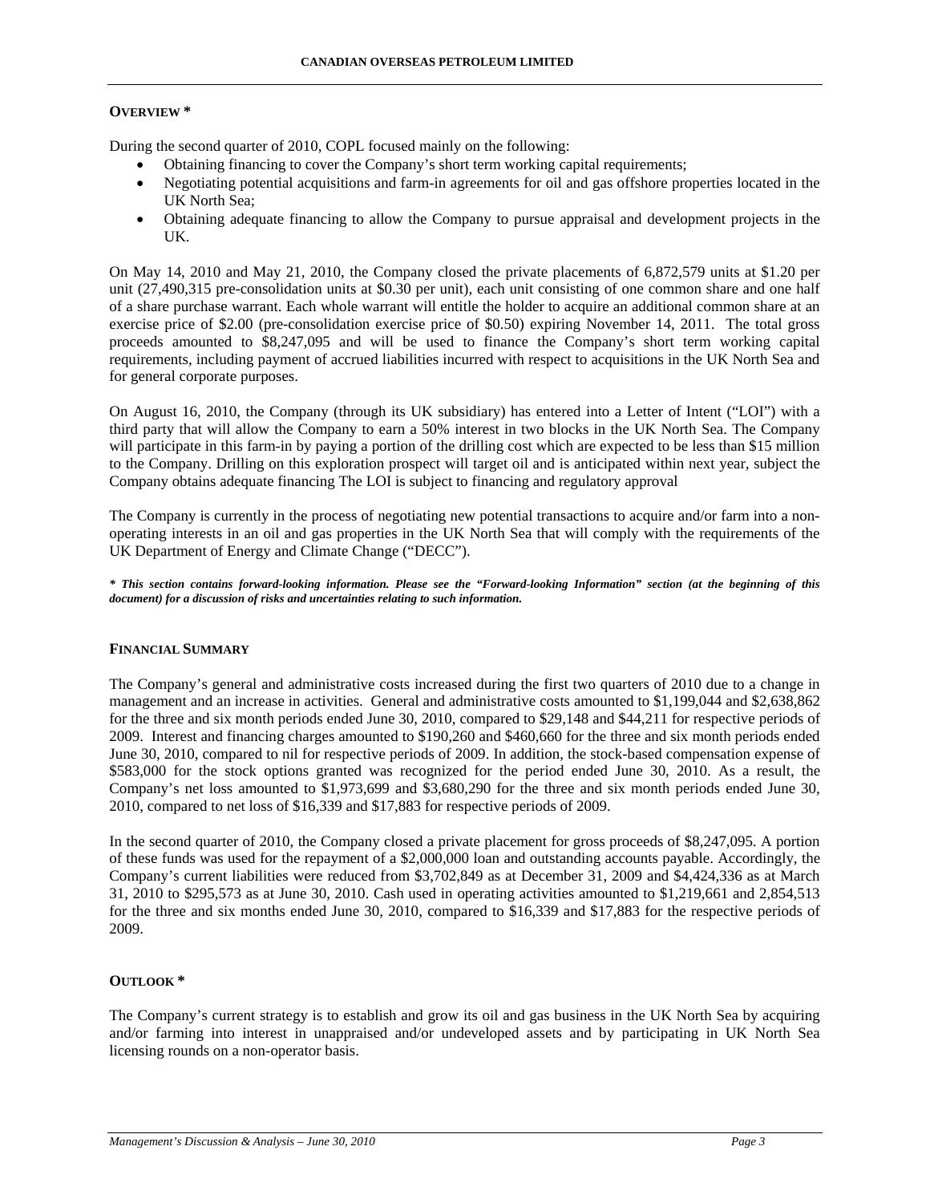## OVERVIEW *

During the second quarter of 2010, COPL focused mainly on the following:

- Obtaining financing to cover the Company's short term working capital requirements;
- Negotiating potential acquisitions and farm-in agreements for oil and gas offshore properties located in the UK North Sea;
- Obtaining adequate financing to allow the Company to pursue appraisal and development projects in the UK.

On May 14, 2010 and May 21, 2010, the Company closed the private placements of 6,872,579 units at $1.20 per unit (27,490,315 pre-consolidation units at $0.30 per unit), each unit consisting of one common share and one half of a share purchase warrant. Each whole warrant will entitle the holder to acquire an additional common share at an exercise price of $2.00 (pre-consolidation exercise price of $0.50) expiring November 14, 2011. The total gross proceeds amounted to $8,247,095 and will be used to finance the Company's short term working capital requirements, including payment of accrued liabilities incurred with respect to acquisitions in the UK North Sea and for general corporate purposes.

On August 16, 2010, the Company (through its UK subsidiary) has entered into a Letter of Intent ("LOI") with a third party that will allow the Company to earn a 50% interest in two blocks in the UK North Sea. The Company will participate in this farm-in by paying a portion of the drilling cost which are expected to be less than $15 million to the Company. Drilling on this exploration prospect will target oil and is anticipated within next year, subject the Company obtains adequate financing The LOI is subject to financing and regulatory approval

The Company is currently in the process of negotiating new potential transactions to acquire and/or farm into a non-operating interests in an oil and gas properties in the UK North Sea that will comply with the requirements of the UK Department of Energy and Climate Change ("DECC").

***** *This section contains forward-looking information. Please see the "Forward-looking Information" section (at the beginning of this document) for a discussion of risks and uncertainties relating to such information.***

## FINANCIAL SUMMARY

The Company's general and administrative costs increased during the first two quarters of 2010 due to a change in management and an increase in activities. General and administrative costs amounted to $1,199,044 and $2,638,862 for the three and six month periods ended June 30, 2010, compared to $29,148 and $44,211 for respective periods of 2009. Interest and financing charges amounted to $190,260 and $460,660 for the three and six month periods ended June 30, 2010, compared to nil for respective periods of 2009. In addition, the stock-based compensation expense of $583,000 for the stock options granted was recognized for the period ended June 30, 2010. As a result, the Company's net loss amounted to $1,973,699 and $3,680,290 for the three and six month periods ended June 30, 2010, compared to net loss of $16,339 and $17,883 for respective periods of 2009.

In the second quarter of 2010, the Company closed a private placement for gross proceeds of $8,247,095. A portion of these funds was used for the repayment of a $2,000,000 loan and outstanding accounts payable. Accordingly, the Company's current liabilities were reduced from $3,702,849 as at December 31, 2009 and $4,424,336 as at March 31, 2010 to $295,573 as at June 30, 2010. Cash used in operating activities amounted to $1,219,661 and 2,854,513 for the three and six months ended June 30, 2010, compared to $16,339 and $17,883 for the respective periods of 2009.

## OUTLOOK *

The Company's current strategy is to establish and grow its oil and gas business in the UK North Sea by acquiring and/or farming into interest in unappraised and/or undeveloped assets and by participating in UK North Sea licensing rounds on a non-operator basis.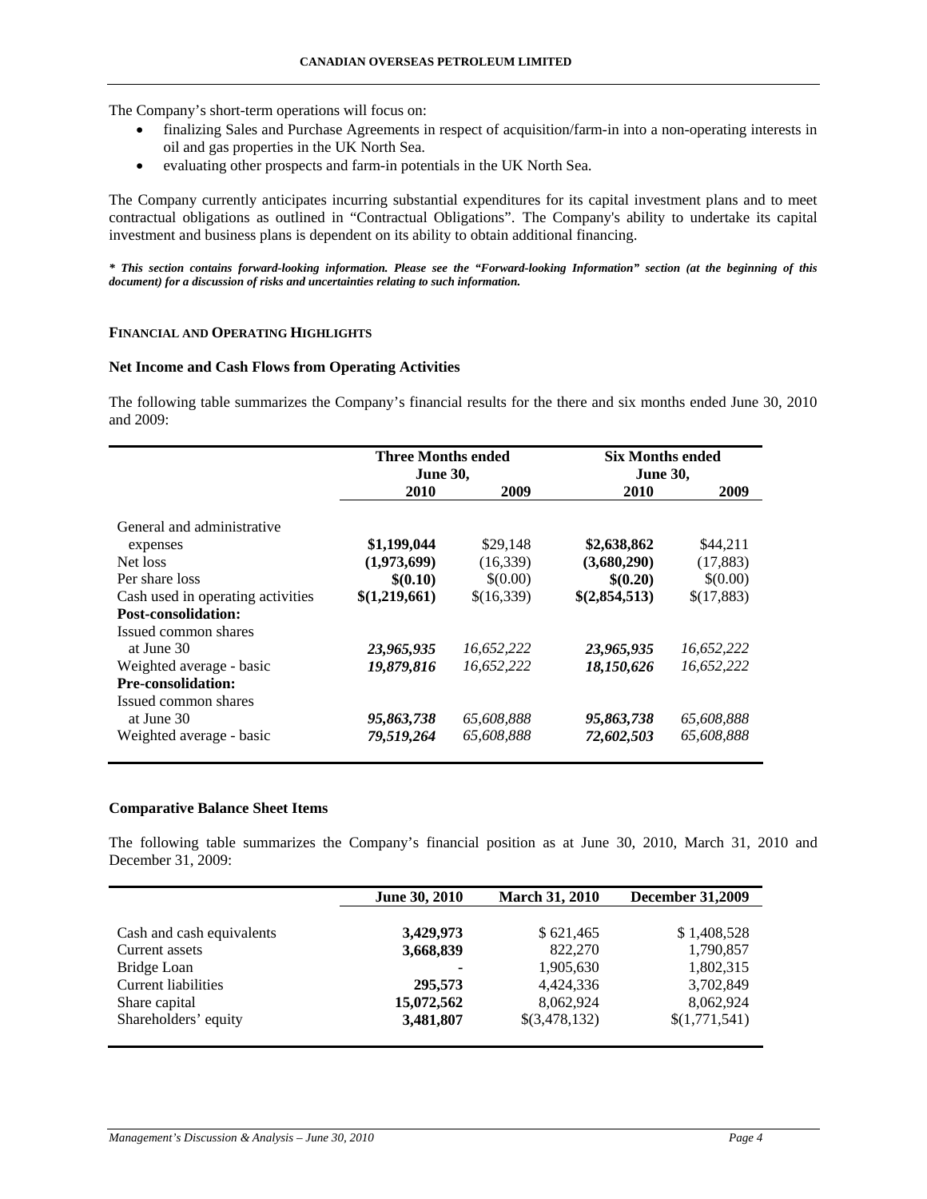The Company's short-term operations will focus on:

- finalizing Sales and Purchase Agreements in respect of acquisition/farm-in into a non-operating interests in oil and gas properties in the UK North Sea.
- evaluating other prospects and farm-in potentials in the UK North Sea.

The Company currently anticipates incurring substantial expenditures for its capital investment plans and to meet contractual obligations as outlined in "Contractual Obligations". The Company's ability to undertake its capital investment and business plans is dependent on its ability to obtain additional financing.

***\* This section contains forward-looking information. Please see the "Forward-looking Information" section (at the beginning of this document) for a discussion of risks and uncertainties relating to such information.***

## FINANCIAL AND OPERATING HIGHLIGHTS

### Net Income and Cash Flows from Operating Activities

The following table summarizes the Company's financial results for the there and six months ended June 30, 2010 and 2009:

| | Three Months ended June 30, | | Six Months ended June 30, | |
|---|---|---|---|---|
| | **2010** | **2009** | **2010** | **2009** |
| General and administrative expenses | **$1,199,044** | $29,148 | **$2,638,862** | $44,211 |
| Net loss | **(1,973,699)** | (16,339) | **(3,680,290)** | (17,883) |
| Per share loss | **$(0.10)** | $(0.00) | **$(0.20)** | $(0.00) |
| Cash used in operating activities | **$(1,219,661)** | $(16,339) | **$(2,854,513)** | $(17,883) |
| **Post-consolidation:** | | | | |
| Issued common shares at June 30 | ***23,965,935*** | *16,652,222* | ***23,965,935*** | *16,652,222* |
| Weighted average - basic | ***19,879,816*** | *16,652,222* | ***18,150,626*** | *16,652,222* |
| **Pre-consolidation:** | | | | |
| Issued common shares at June 30 | ***95,863,738*** | *65,608,888* | ***95,863,738*** | *65,608,888* |
| Weighted average - basic | ***79,519,264*** | *65,608,888* | ***72,602,503*** | *65,608,888* |

### Comparative Balance Sheet Items

The following table summarizes the Company's financial position as at June 30, 2010, March 31, 2010 and December 31, 2009:

| | June 30, 2010 | March 31, 2010 | December 31,2009 |
|---|---|---|---|
| Cash and cash equivalents | **3,429,973** | $ 621,465 | $ 1,408,528 |
| Current assets | **3,668,839** | 822,270 | 1,790,857 |
| Bridge Loan | **-** | 1,905,630 | 1,802,315 |
| Current liabilities | **295,573** | 4,424,336 | 3,702,849 |
| Share capital | **15,072,562** | 8,062,924 | 8,062,924 |
| Shareholders' equity | **3,481,807** | $(3,478,132) | $(1,771,541) |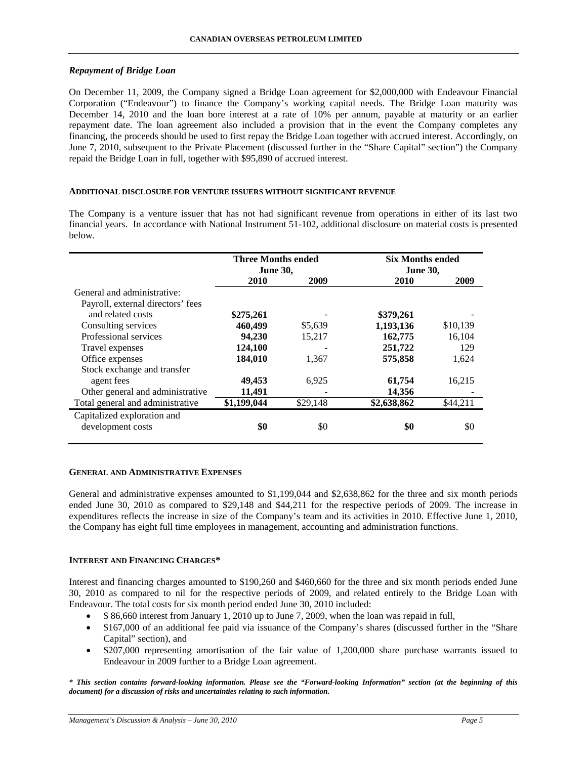### *Repayment of Bridge Loan*

On December 11, 2009, the Company signed a Bridge Loan agreement for $2,000,000 with Endeavour Financial Corporation ("Endeavour") to finance the Company's working capital needs. The Bridge Loan maturity was December 14, 2010 and the loan bore interest at a rate of 10% per annum, payable at maturity or an earlier repayment date. The loan agreement also included a provision that in the event the Company completes any financing, the proceeds should be used to first repay the Bridge Loan together with accrued interest. Accordingly, on June 7, 2010, subsequent to the Private Placement (discussed further in the "Share Capital" section") the Company repaid the Bridge Loan in full, together with $95,890 of accrued interest.

## ADDITIONAL DISCLOSURE FOR VENTURE ISSUERS WITHOUT SIGNIFICANT REVENUE

The Company is a venture issuer that has not had significant revenue from operations in either of its last two financial years. In accordance with National Instrument 51-102, additional disclosure on material costs is presented below.

| | Three Months ended June 30, | | Six Months ended June 30, | |
|---|---|---|---|---|
| | **2010** | **2009** | **2010** | **2009** |
| General and administrative: | | | | |
| Payroll, external directors' fees and related costs | **$275,261** | - | **$379,261** | - |
| Consulting services | **460,499** | $5,639 | **1,193,136** | $10,139 |
| Professional services | **94,230** | 15,217 | **162,775** | 16,104 |
| Travel expenses | **124,100** | - | **251,722** | 129 |
| Office expenses | **184,010** | 1,367 | **575,858** | 1,624 |
| Stock exchange and transfer agent fees | **49,453** | 6,925 | **61,754** | 16,215 |
| Other general and administrative | **11,491** | - | **14,356** | - |
| Total general and administrative | **$1,199,044** | $29,148 | **$2,638,862** | $44,211 |
| Capitalized exploration and development costs | **$0** | $0 | **$0** | $0 |

## GENERAL AND ADMINISTRATIVE EXPENSES

General and administrative expenses amounted to $1,199,044 and $2,638,862 for the three and six month periods ended June 30, 2010 as compared to $29,148 and $44,211 for the respective periods of 2009. The increase in expenditures reflects the increase in size of the Company's team and its activities in 2010. Effective June 1, 2010, the Company has eight full time employees in management, accounting and administration functions.

## INTEREST AND FINANCING CHARGES*

Interest and financing charges amounted to $190,260 and $460,660 for the three and six month periods ended June 30, 2010 as compared to nil for the respective periods of 2009, and related entirely to the Bridge Loan with Endeavour. The total costs for six month period ended June 30, 2010 included:

- $ 86,660 interest from January 1, 2010 up to June 7, 2009, when the loan was repaid in full,
- $167,000 of an additional fee paid via issuance of the Company's shares (discussed further in the "Share Capital" section), and
- $207,000 representing amortisation of the fair value of 1,200,000 share purchase warrants issued to Endeavour in 2009 further to a Bridge Loan agreement.

***\* This section contains forward-looking information. Please see the "Forward-looking Information" section (at the beginning of this document) for a discussion of risks and uncertainties relating to such information.***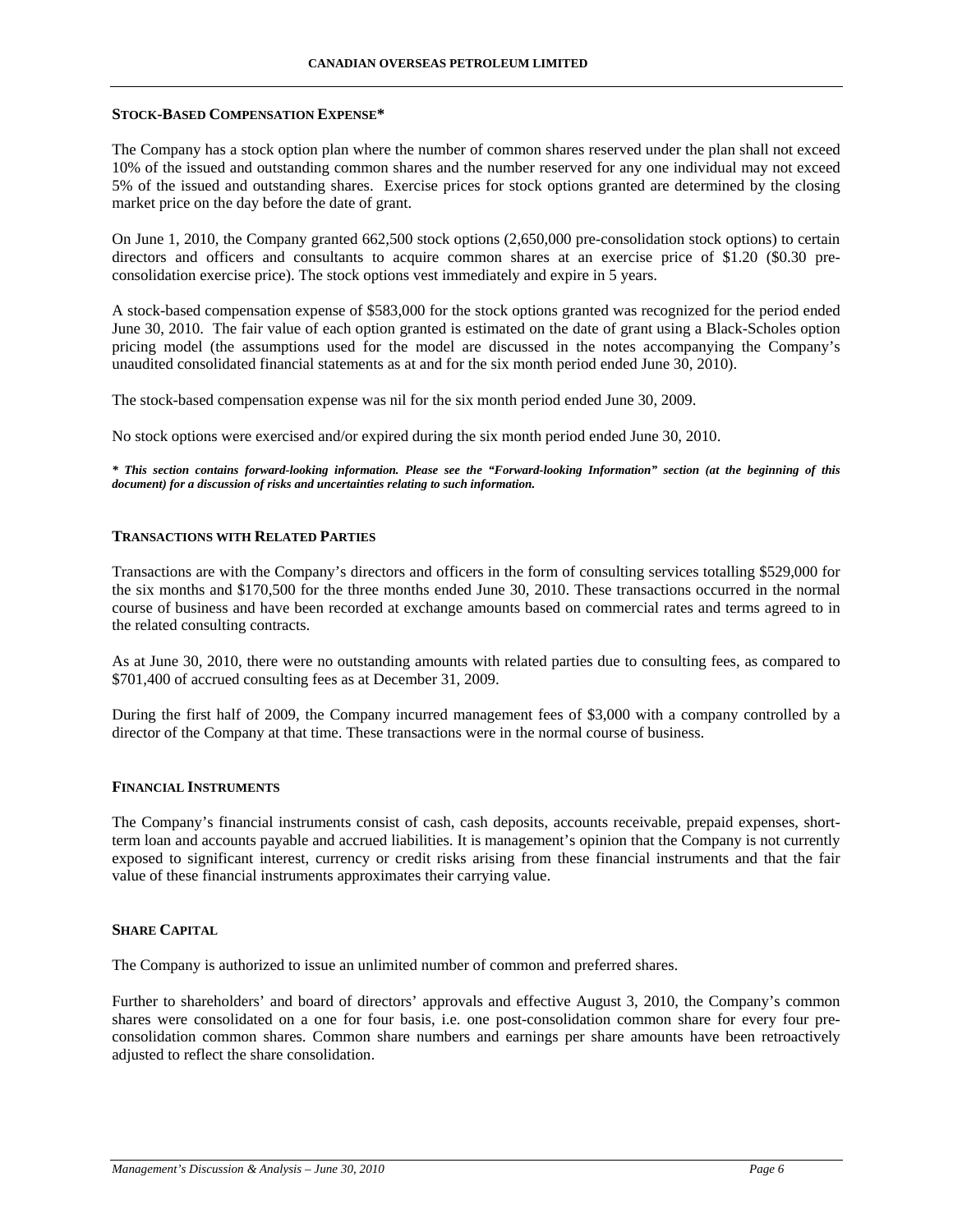## STOCK-BASED COMPENSATION EXPENSE*

The Company has a stock option plan where the number of common shares reserved under the plan shall not exceed 10% of the issued and outstanding common shares and the number reserved for any one individual may not exceed 5% of the issued and outstanding shares. Exercise prices for stock options granted are determined by the closing market price on the day before the date of grant.

On June 1, 2010, the Company granted 662,500 stock options (2,650,000 pre-consolidation stock options) to certain directors and officers and consultants to acquire common shares at an exercise price of $1.20 ($0.30 pre-consolidation exercise price). The stock options vest immediately and expire in 5 years.

A stock-based compensation expense of $583,000 for the stock options granted was recognized for the period ended June 30, 2010. The fair value of each option granted is estimated on the date of grant using a Black-Scholes option pricing model (the assumptions used for the model are discussed in the notes accompanying the Company's unaudited consolidated financial statements as at and for the six month period ended June 30, 2010).

The stock-based compensation expense was nil for the six month period ended June 30, 2009.

No stock options were exercised and/or expired during the six month period ended June 30, 2010.

***\* This section contains forward-looking information. Please see the "Forward-looking Information" section (at the beginning of this document) for a discussion of risks and uncertainties relating to such information.***

## TRANSACTIONS WITH RELATED PARTIES

Transactions are with the Company's directors and officers in the form of consulting services totalling $529,000 for the six months and $170,500 for the three months ended June 30, 2010. These transactions occurred in the normal course of business and have been recorded at exchange amounts based on commercial rates and terms agreed to in the related consulting contracts.

As at June 30, 2010, there were no outstanding amounts with related parties due to consulting fees, as compared to $701,400 of accrued consulting fees as at December 31, 2009.

During the first half of 2009, the Company incurred management fees of $3,000 with a company controlled by a director of the Company at that time. These transactions were in the normal course of business.

## FINANCIAL INSTRUMENTS

The Company's financial instruments consist of cash, cash deposits, accounts receivable, prepaid expenses, short-term loan and accounts payable and accrued liabilities. It is management's opinion that the Company is not currently exposed to significant interest, currency or credit risks arising from these financial instruments and that the fair value of these financial instruments approximates their carrying value.

## SHARE CAPITAL

The Company is authorized to issue an unlimited number of common and preferred shares.

Further to shareholders' and board of directors' approvals and effective August 3, 2010, the Company's common shares were consolidated on a one for four basis, i.e. one post-consolidation common share for every four pre-consolidation common shares. Common share numbers and earnings per share amounts have been retroactively adjusted to reflect the share consolidation.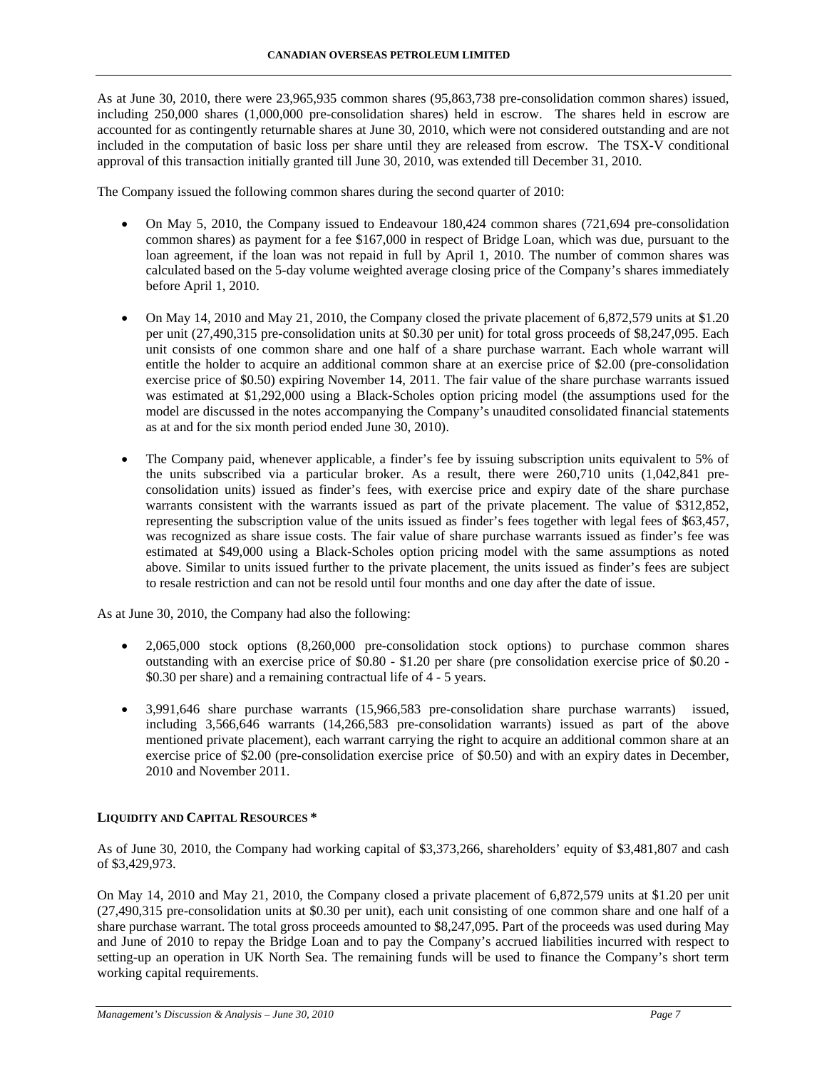As at June 30, 2010, there were 23,965,935 common shares (95,863,738 pre-consolidation common shares) issued, including 250,000 shares (1,000,000 pre-consolidation shares) held in escrow. The shares held in escrow are accounted for as contingently returnable shares at June 30, 2010, which were not considered outstanding and are not included in the computation of basic loss per share until they are released from escrow. The TSX-V conditional approval of this transaction initially granted till June 30, 2010, was extended till December 31, 2010.

The Company issued the following common shares during the second quarter of 2010:

- On May 5, 2010, the Company issued to Endeavour 180,424 common shares (721,694 pre-consolidation common shares) as payment for a fee $167,000 in respect of Bridge Loan, which was due, pursuant to the loan agreement, if the loan was not repaid in full by April 1, 2010. The number of common shares was calculated based on the 5-day volume weighted average closing price of the Company's shares immediately before April 1, 2010.

- On May 14, 2010 and May 21, 2010, the Company closed the private placement of 6,872,579 units at $1.20 per unit (27,490,315 pre-consolidation units at $0.30 per unit) for total gross proceeds of $8,247,095. Each unit consists of one common share and one half of a share purchase warrant. Each whole warrant will entitle the holder to acquire an additional common share at an exercise price of $2.00 (pre-consolidation exercise price of $0.50) expiring November 14, 2011. The fair value of the share purchase warrants issued was estimated at $1,292,000 using a Black-Scholes option pricing model (the assumptions used for the model are discussed in the notes accompanying the Company's unaudited consolidated financial statements as at and for the six month period ended June 30, 2010).

- The Company paid, whenever applicable, a finder's fee by issuing subscription units equivalent to 5% of the units subscribed via a particular broker. As a result, there were 260,710 units (1,042,841 pre-consolidation units) issued as finder's fees, with exercise price and expiry date of the share purchase warrants consistent with the warrants issued as part of the private placement. The value of $312,852, representing the subscription value of the units issued as finder's fees together with legal fees of $63,457, was recognized as share issue costs. The fair value of share purchase warrants issued as finder's fee was estimated at $49,000 using a Black-Scholes option pricing model with the same assumptions as noted above. Similar to units issued further to the private placement, the units issued as finder's fees are subject to resale restriction and can not be resold until four months and one day after the date of issue.

As at June 30, 2010, the Company had also the following:

- 2,065,000 stock options (8,260,000 pre-consolidation stock options) to purchase common shares outstanding with an exercise price of $0.80 - $1.20 per share (pre consolidation exercise price of $0.20 - $0.30 per share) and a remaining contractual life of 4 - 5 years.

- 3,991,646 share purchase warrants (15,966,583 pre-consolidation share purchase warrants) issued, including 3,566,646 warrants (14,266,583 pre-consolidation warrants) issued as part of the above mentioned private placement), each warrant carrying the right to acquire an additional common share at an exercise price of $2.00 (pre-consolidation exercise price of $0.50) and with an expiry dates in December, 2010 and November 2011.

## LIQUIDITY AND CAPITAL RESOURCES *

As of June 30, 2010, the Company had working capital of $3,373,266, shareholders' equity of $3,481,807 and cash of $3,429,973.

On May 14, 2010 and May 21, 2010, the Company closed a private placement of 6,872,579 units at $1.20 per unit (27,490,315 pre-consolidation units at $0.30 per unit), each unit consisting of one common share and one half of a share purchase warrant. The total gross proceeds amounted to $8,247,095. Part of the proceeds was used during May and June of 2010 to repay the Bridge Loan and to pay the Company's accrued liabilities incurred with respect to setting-up an operation in UK North Sea. The remaining funds will be used to finance the Company's short term working capital requirements.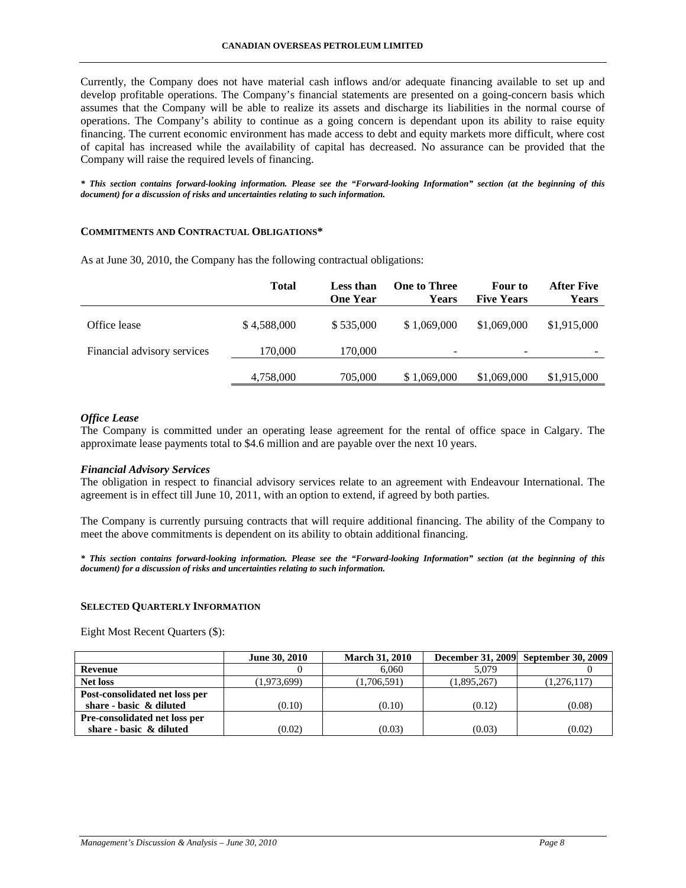Currently, the Company does not have material cash inflows and/or adequate financing available to set up and develop profitable operations. The Company's financial statements are presented on a going-concern basis which assumes that the Company will be able to realize its assets and discharge its liabilities in the normal course of operations. The Company's ability to continue as a going concern is dependant upon its ability to raise equity financing. The current economic environment has made access to debt and equity markets more difficult, where cost of capital has increased while the availability of capital has decreased. No assurance can be provided that the Company will raise the required levels of financing.

***\* This section contains forward-looking information. Please see the "Forward-looking Information" section (at the beginning of this document) for a discussion of risks and uncertainties relating to such information.***

## COMMITMENTS AND CONTRACTUAL OBLIGATIONS*

As at June 30, 2010, the Company has the following contractual obligations:

| | Total | Less than One Year | One to Three Years | Four to Five Years | After Five Years |
|---|---|---|---|---|---|
| Office lease | $ 4,588,000 | $ 535,000 | $ 1,069,000 | $1,069,000 | $1,915,000 |
| Financial advisory services | 170,000 | 170,000 | - | - | - |
| | 4,758,000 | 705,000 | $ 1,069,000 | $1,069,000 | $1,915,000 |

### *Office Lease*

The Company is committed under an operating lease agreement for the rental of office space in Calgary. The approximate lease payments total to $4.6 million and are payable over the next 10 years.

### *Financial Advisory Services*

The obligation in respect to financial advisory services relate to an agreement with Endeavour International. The agreement is in effect till June 10, 2011, with an option to extend, if agreed by both parties.

The Company is currently pursuing contracts that will require additional financing. The ability of the Company to meet the above commitments is dependent on its ability to obtain additional financing.

***\* This section contains forward-looking information. Please see the "Forward-looking Information" section (at the beginning of this document) for a discussion of risks and uncertainties relating to such information.***

## SELECTED QUARTERLY INFORMATION

Eight Most Recent Quarters ($):

| | June 30, 2010 | March 31, 2010 | December 31, 2009 | September 30, 2009 |
|---|---|---|---|---|
| **Revenue** | 0 | 6,060 | 5,079 | 0 |
| **Net loss** | (1,973,699) | (1,706,591) | (1,895,267) | (1,276,117) |
| **Post-consolidated net loss per share - basic & diluted** | (0.10) | (0.10) | (0.12) | (0.08) |
| **Pre-consolidated net loss per share - basic & diluted** | (0.02) | (0.03) | (0.03) | (0.02) |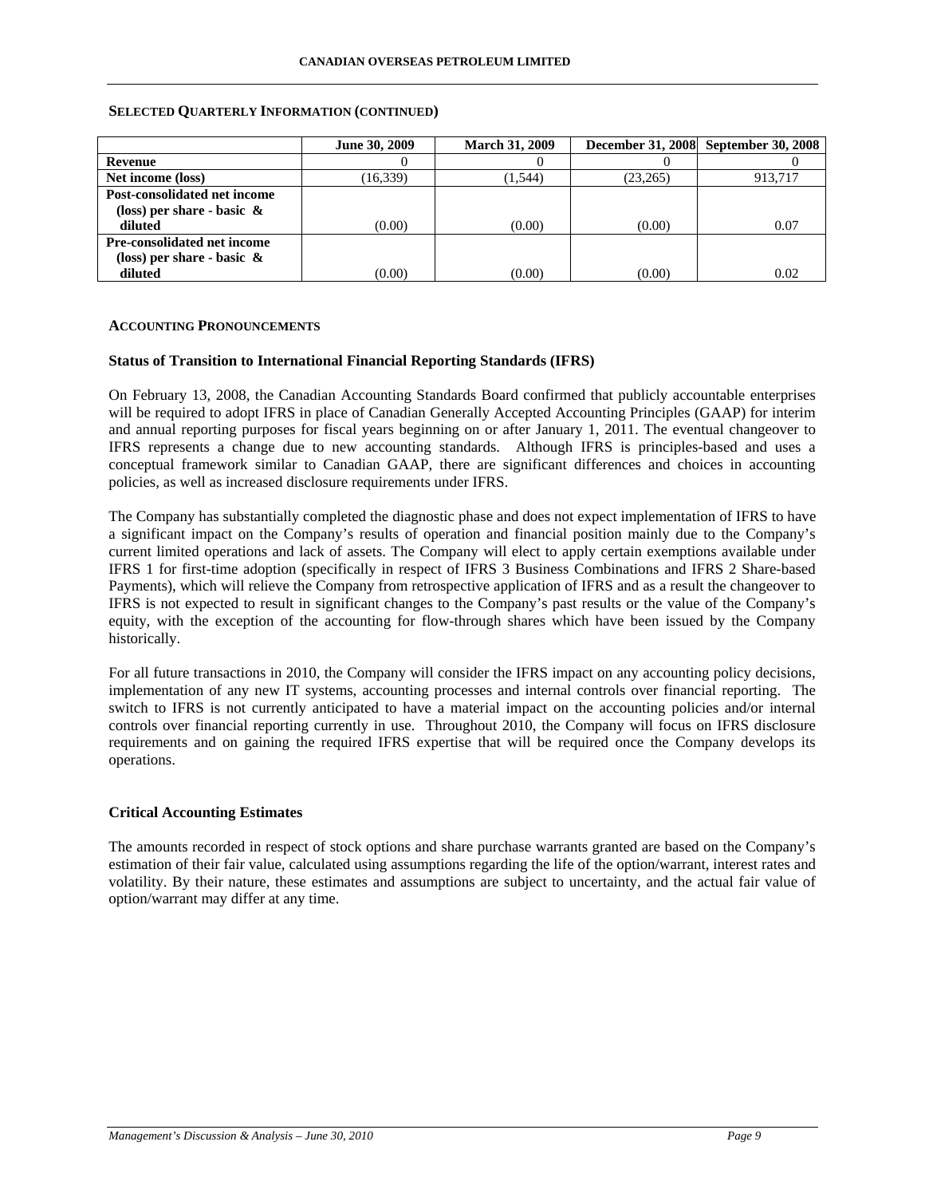**SELECTED QUARTERLY INFORMATION (CONTINUED)**

| | June 30, 2009 | March 31, 2009 | December 31, 2008 | September 30, 2008 |
|---|---|---|---|---|
| **Revenue** | 0 | 0 | 0 | 0 |
| **Net income (loss)** | (16,339) | (1,544) | (23,265) | 913,717 |
| **Post-consolidated net income (loss) per share - basic & diluted** | (0.00) | (0.00) | (0.00) | 0.07 |
| **Pre-consolidated net income (loss) per share - basic & diluted** | (0.00) | (0.00) | (0.00) | 0.02 |

**ACCOUNTING PRONOUNCEMENTS**

**Status of Transition to International Financial Reporting Standards (IFRS)**

On February 13, 2008, the Canadian Accounting Standards Board confirmed that publicly accountable enterprises will be required to adopt IFRS in place of Canadian Generally Accepted Accounting Principles (GAAP) for interim and annual reporting purposes for fiscal years beginning on or after January 1, 2011. The eventual changeover to IFRS represents a change due to new accounting standards. Although IFRS is principles-based and uses a conceptual framework similar to Canadian GAAP, there are significant differences and choices in accounting policies, as well as increased disclosure requirements under IFRS.

The Company has substantially completed the diagnostic phase and does not expect implementation of IFRS to have a significant impact on the Company's results of operation and financial position mainly due to the Company's current limited operations and lack of assets. The Company will elect to apply certain exemptions available under IFRS 1 for first-time adoption (specifically in respect of IFRS 3 Business Combinations and IFRS 2 Share-based Payments), which will relieve the Company from retrospective application of IFRS and as a result the changeover to IFRS is not expected to result in significant changes to the Company's past results or the value of the Company's equity, with the exception of the accounting for flow-through shares which have been issued by the Company historically.

For all future transactions in 2010, the Company will consider the IFRS impact on any accounting policy decisions, implementation of any new IT systems, accounting processes and internal controls over financial reporting. The switch to IFRS is not currently anticipated to have a material impact on the accounting policies and/or internal controls over financial reporting currently in use. Throughout 2010, the Company will focus on IFRS disclosure requirements and on gaining the required IFRS expertise that will be required once the Company develops its operations.

**Critical Accounting Estimates**

The amounts recorded in respect of stock options and share purchase warrants granted are based on the Company's estimation of their fair value, calculated using assumptions regarding the life of the option/warrant, interest rates and volatility. By their nature, these estimates and assumptions are subject to uncertainty, and the actual fair value of option/warrant may differ at any time.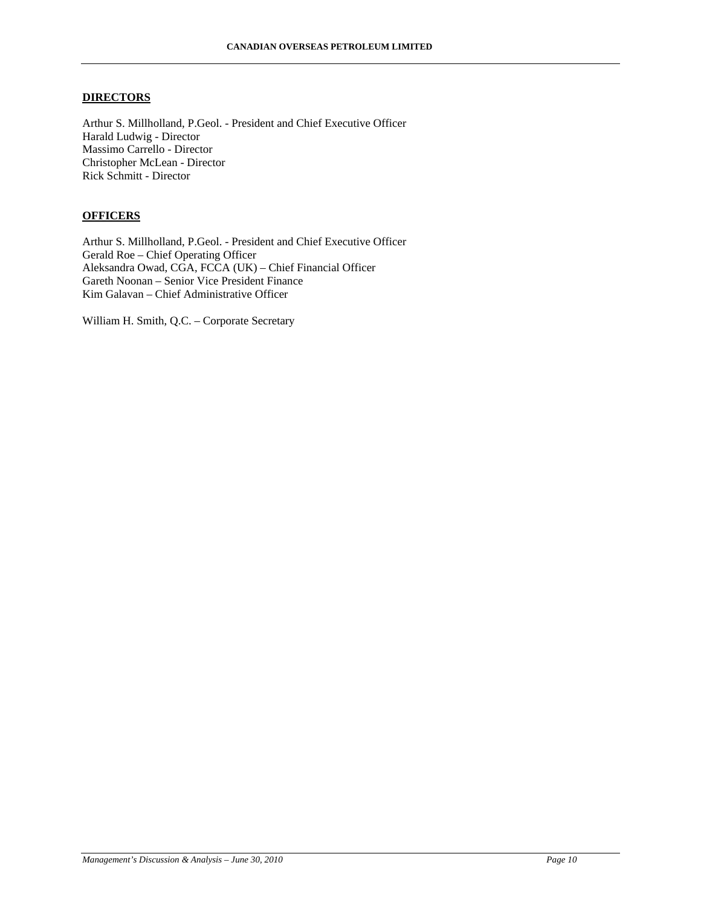## DIRECTORS

Arthur S. Millholland, P.Geol. - President and Chief Executive Officer
Harald Ludwig - Director
Massimo Carrello - Director
Christopher McLean - Director
Rick Schmitt - Director

## OFFICERS

Arthur S. Millholland, P.Geol. - President and Chief Executive Officer
Gerald Roe – Chief Operating Officer
Aleksandra Owad, CGA, FCCA (UK) – Chief Financial Officer
Gareth Noonan – Senior Vice President Finance
Kim Galavan – Chief Administrative Officer

William H. Smith, Q.C. – Corporate Secretary